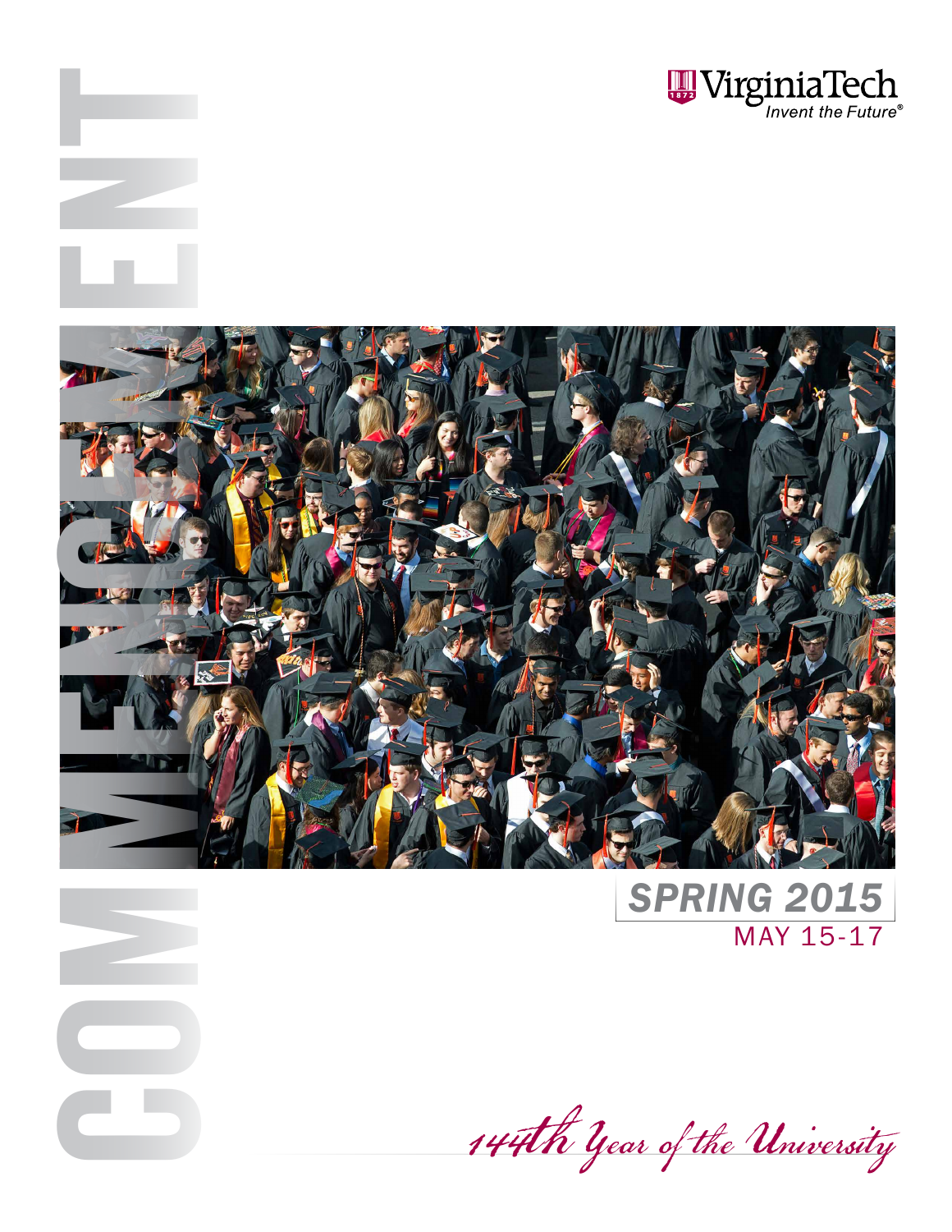# COMMENCEMENT

Virginia Tech
*Invent the Future®*

## *SPRING 2015*

MAY 15-17

*144th Year of the University*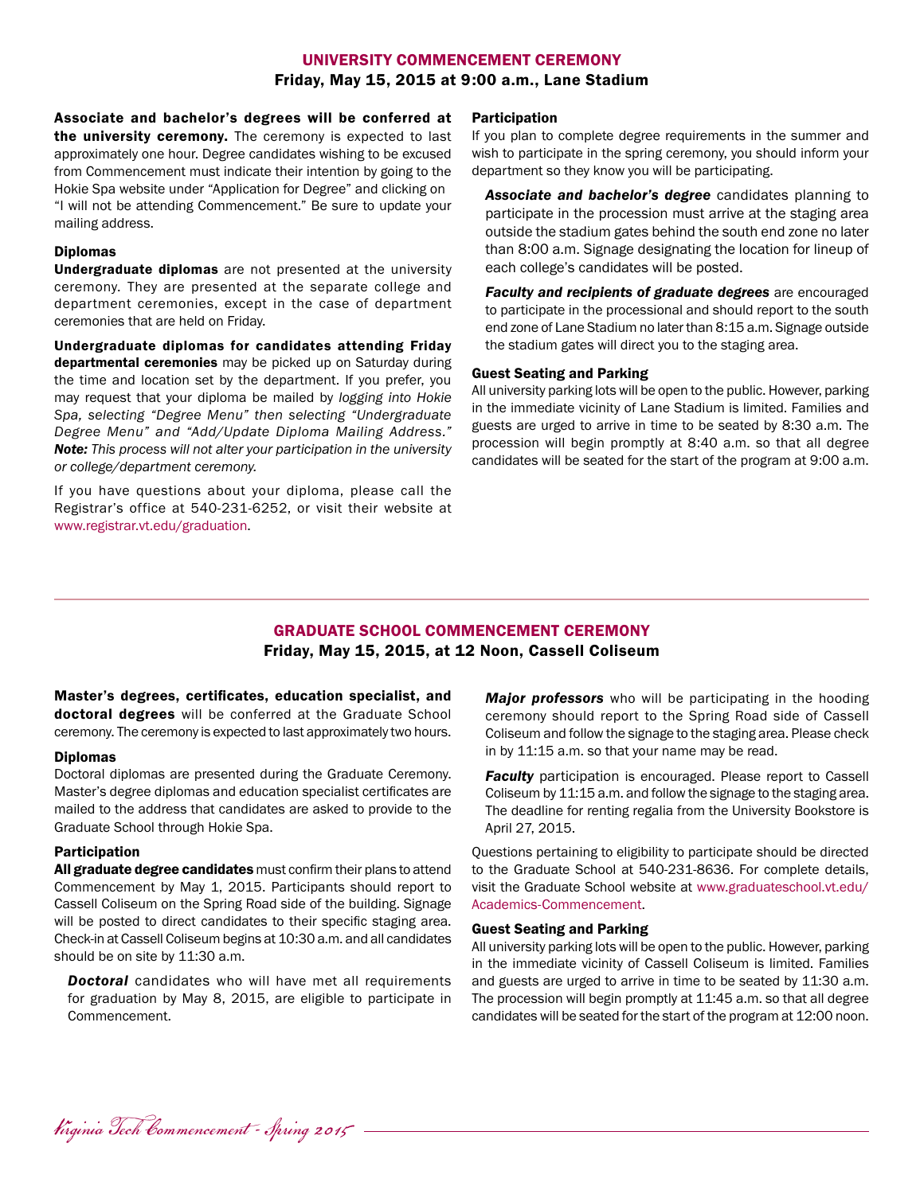## UNIVERSITY COMMENCEMENT CEREMONY

**Friday, May 15, 2015 at 9:00 a.m., Lane Stadium**

**Associate and bachelor's degrees will be conferred at the university ceremony.** The ceremony is expected to last approximately one hour. Degree candidates wishing to be excused from Commencement must indicate their intention by going to the Hokie Spa website under "Application for Degree" and clicking on "I will not be attending Commencement." Be sure to update your mailing address.

### Diplomas

**Undergraduate diplomas** are not presented at the university ceremony. They are presented at the separate college and department ceremonies, except in the case of department ceremonies that are held on Friday.

**Undergraduate diplomas for candidates attending Friday departmental ceremonies** may be picked up on Saturday during the time and location set by the department. If you prefer, you may request that your diploma be mailed by *logging into Hokie Spa, selecting "Degree Menu" then selecting "Undergraduate Degree Menu" and "Add/Update Diploma Mailing Address."* ***Note:*** *This process will not alter your participation in the university or college/department ceremony.*

If you have questions about your diploma, please call the Registrar's office at 540-231-6252, or visit their website at www.registrar.vt.edu/graduation.

### Participation

If you plan to complete degree requirements in the summer and wish to participate in the spring ceremony, you should inform your department so they know you will be participating.

***Associate and bachelor's degree*** candidates planning to participate in the procession must arrive at the staging area outside the stadium gates behind the south end zone no later than 8:00 a.m. Signage designating the location for lineup of each college's candidates will be posted.

***Faculty and recipients of graduate degrees*** are encouraged to participate in the processional and should report to the south end zone of Lane Stadium no later than 8:15 a.m. Signage outside the stadium gates will direct you to the staging area.

### Guest Seating and Parking

All university parking lots will be open to the public. However, parking in the immediate vicinity of Lane Stadium is limited. Families and guests are urged to arrive in time to be seated by 8:30 a.m. The procession will begin promptly at 8:40 a.m. so that all degree candidates will be seated for the start of the program at 9:00 a.m.

---

## GRADUATE SCHOOL COMMENCEMENT CEREMONY

**Friday, May 15, 2015, at 12 Noon, Cassell Coliseum**

**Master's degrees, certificates, education specialist, and doctoral degrees** will be conferred at the Graduate School ceremony. The ceremony is expected to last approximately two hours.

### Diplomas

Doctoral diplomas are presented during the Graduate Ceremony. Master's degree diplomas and education specialist certificates are mailed to the address that candidates are asked to provide to the Graduate School through Hokie Spa.

### Participation

**All graduate degree candidates** must confirm their plans to attend Commencement by May 1, 2015. Participants should report to Cassell Coliseum on the Spring Road side of the building. Signage will be posted to direct candidates to their specific staging area. Check-in at Cassell Coliseum begins at 10:30 a.m. and all candidates should be on site by 11:30 a.m.

***Doctoral*** candidates who will have met all requirements for graduation by May 8, 2015, are eligible to participate in Commencement.

***Major professors*** who will be participating in the hooding ceremony should report to the Spring Road side of Cassell Coliseum and follow the signage to the staging area. Please check in by 11:15 a.m. so that your name may be read.

***Faculty*** participation is encouraged. Please report to Cassell Coliseum by 11:15 a.m. and follow the signage to the staging area. The deadline for renting regalia from the University Bookstore is April 27, 2015.

Questions pertaining to eligibility to participate should be directed to the Graduate School at 540-231-8636. For complete details, visit the Graduate School website at www.graduateschool.vt.edu/Academics-Commencement.

### Guest Seating and Parking

All university parking lots will be open to the public. However, parking in the immediate vicinity of Cassell Coliseum is limited. Families and guests are urged to arrive in time to be seated by 11:30 a.m. The procession will begin promptly at 11:45 a.m. so that all degree candidates will be seated for the start of the program at 12:00 noon.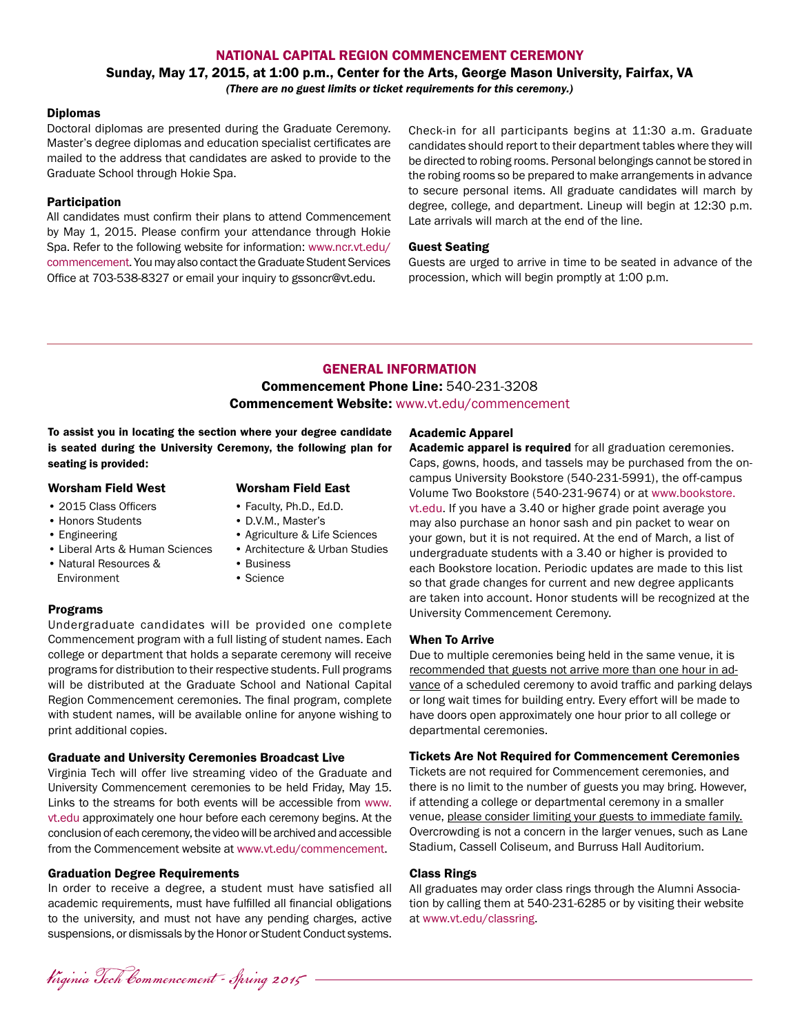## NATIONAL CAPITAL REGION COMMENCEMENT CEREMONY

**Sunday, May 17, 2015, at 1:00 p.m., Center for the Arts, George Mason University, Fairfax, VA**

*(There are no guest limits or ticket requirements for this ceremony.)*

### Diplomas

Doctoral diplomas are presented during the Graduate Ceremony. Master's degree diplomas and education specialist certificates are mailed to the address that candidates are asked to provide to the Graduate School through Hokie Spa.

### Participation

All candidates must confirm their plans to attend Commencement by May 1, 2015. Please confirm your attendance through Hokie Spa. Refer to the following website for information: www.ncr.vt.edu/commencement. You may also contact the Graduate Student Services Office at 703-538-8327 or email your inquiry to gssoncr@vt.edu.

Check-in for all participants begins at 11:30 a.m. Graduate candidates should report to their department tables where they will be directed to robing rooms. Personal belongings cannot be stored in the robing rooms so be prepared to make arrangements in advance to secure personal items. All graduate candidates will march by degree, college, and department. Lineup will begin at 12:30 p.m. Late arrivals will march at the end of the line.

### Guest Seating

Guests are urged to arrive in time to be seated in advance of the procession, which will begin promptly at 1:00 p.m.

---

## GENERAL INFORMATION

**Commencement Phone Line:** 540-231-3208

**Commencement Website:** www.vt.edu/commencement

**To assist you in locating the section where your degree candidate is seated during the University Ceremony, the following plan for seating is provided:**

### Worsham Field West

- 2015 Class Officers
- Honors Students
- Engineering
- Liberal Arts & Human Sciences
- Natural Resources & Environment

### Worsham Field East

- Faculty, Ph.D., Ed.D.
- D.V.M., Master's
- Agriculture & Life Sciences
- Architecture & Urban Studies
- Business
- Science

### Programs

Undergraduate candidates will be provided one complete Commencement program with a full listing of student names. Each college or department that holds a separate ceremony will receive programs for distribution to their respective students. Full programs will be distributed at the Graduate School and National Capital Region Commencement ceremonies. The final program, complete with student names, will be available online for anyone wishing to print additional copies.

### Graduate and University Ceremonies Broadcast Live

Virginia Tech will offer live streaming video of the Graduate and University Commencement ceremonies to be held Friday, May 15. Links to the streams for both events will be accessible from www.vt.edu approximately one hour before each ceremony begins. At the conclusion of each ceremony, the video will be archived and accessible from the Commencement website at www.vt.edu/commencement.

### Graduation Degree Requirements

In order to receive a degree, a student must have satisfied all academic requirements, must have fulfilled all financial obligations to the university, and must not have any pending charges, active suspensions, or dismissals by the Honor or Student Conduct systems.

### Academic Apparel

**Academic apparel is required** for all graduation ceremonies. Caps, gowns, hoods, and tassels may be purchased from the on-campus University Bookstore (540-231-5991), the off-campus Volume Two Bookstore (540-231-9674) or at www.bookstore.vt.edu. If you have a 3.40 or higher grade point average you may also purchase an honor sash and pin packet to wear on your gown, but it is not required. At the end of March, a list of undergraduate students with a 3.40 or higher is provided to each Bookstore location. Periodic updates are made to this list so that grade changes for current and new degree applicants are taken into account. Honor students will be recognized at the University Commencement Ceremony.

### When To Arrive

Due to multiple ceremonies being held in the same venue, it is recommended that guests not arrive more than one hour in advance of a scheduled ceremony to avoid traffic and parking delays or long wait times for building entry. Every effort will be made to have doors open approximately one hour prior to all college or departmental ceremonies.

### Tickets Are Not Required for Commencement Ceremonies

Tickets are not required for Commencement ceremonies, and there is no limit to the number of guests you may bring. However, if attending a college or departmental ceremony in a smaller venue, please consider limiting your guests to immediate family. Overcrowding is not a concern in the larger venues, such as Lane Stadium, Cassell Coliseum, and Burruss Hall Auditorium.

### Class Rings

All graduates may order class rings through the Alumni Association by calling them at 540-231-6285 or by visiting their website at www.vt.edu/classring.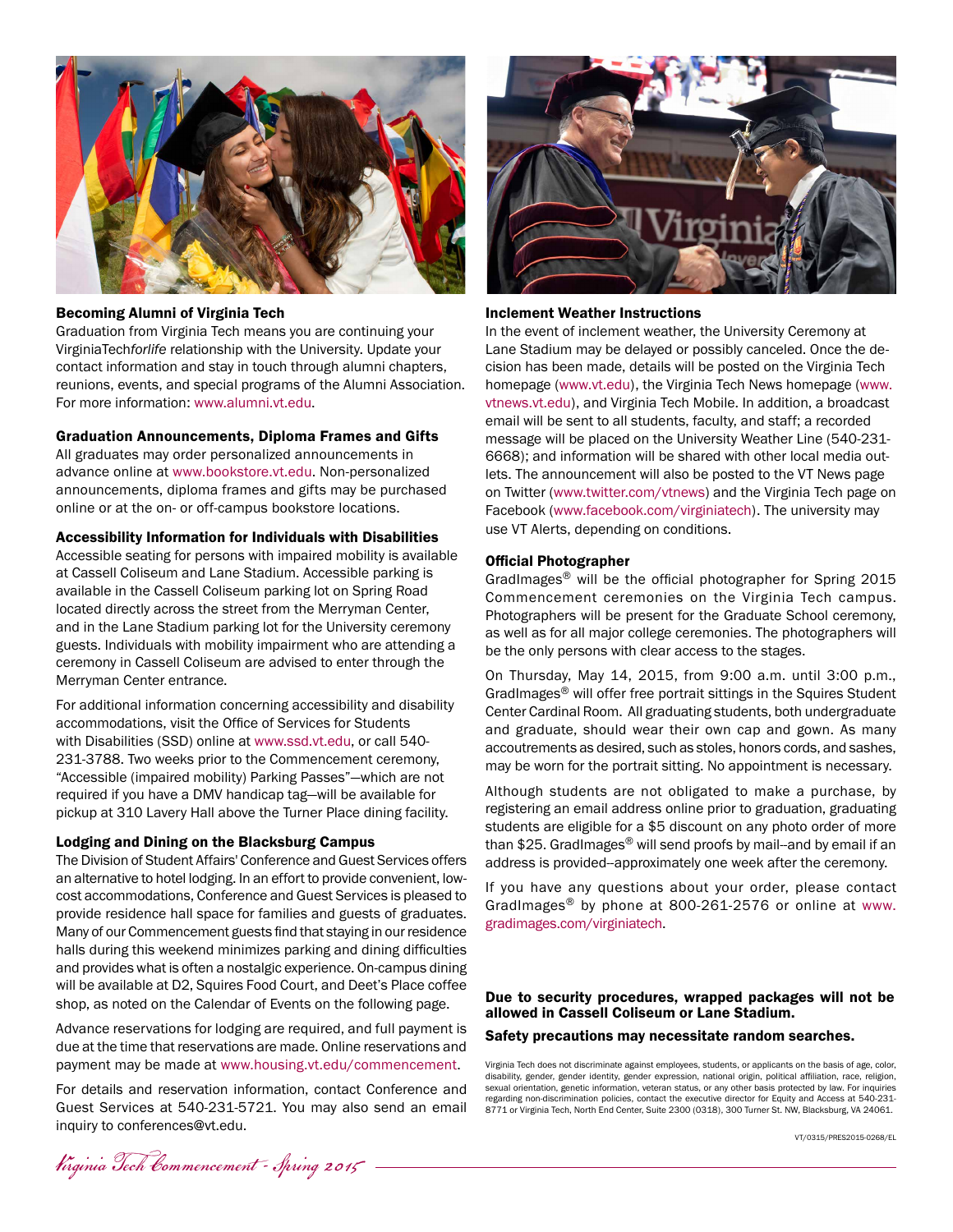## Becoming Alumni of Virginia Tech

Graduation from Virginia Tech means you are continuing your VirginiaTech*forlife* relationship with the University. Update your contact information and stay in touch through alumni chapters, reunions, events, and special programs of the Alumni Association. For more information: www.alumni.vt.edu.

## Graduation Announcements, Diploma Frames and Gifts

All graduates may order personalized announcements in advance online at www.bookstore.vt.edu. Non-personalized announcements, diploma frames and gifts may be purchased online or at the on- or off-campus bookstore locations.

## Accessibility Information for Individuals with Disabilities

Accessible seating for persons with impaired mobility is available at Cassell Coliseum and Lane Stadium. Accessible parking is available in the Cassell Coliseum parking lot on Spring Road located directly across the street from the Merryman Center, and in the Lane Stadium parking lot for the University ceremony guests. Individuals with mobility impairment who are attending a ceremony in Cassell Coliseum are advised to enter through the Merryman Center entrance.

For additional information concerning accessibility and disability accommodations, visit the Office of Services for Students with Disabilities (SSD) online at www.ssd.vt.edu, or call 540-231-3788. Two weeks prior to the Commencement ceremony, “Accessible (impaired mobility) Parking Passes”—which are not required if you have a DMV handicap tag—will be available for pickup at 310 Lavery Hall above the Turner Place dining facility.

## Lodging and Dining on the Blacksburg Campus

The Division of Student Affairs' Conference and Guest Services offers an alternative to hotel lodging. In an effort to provide convenient, low-cost accommodations, Conference and Guest Services is pleased to provide residence hall space for families and guests of graduates. Many of our Commencement guests find that staying in our residence halls during this weekend minimizes parking and dining difficulties and provides what is often a nostalgic experience. On-campus dining will be available at D2, Squires Food Court, and Deet’s Place coffee shop, as noted on the Calendar of Events on the following page.

Advance reservations for lodging are required, and full payment is due at the time that reservations are made. Online reservations and payment may be made at www.housing.vt.edu/commencement.

For details and reservation information, contact Conference and Guest Services at 540-231-5721. You may also send an email inquiry to conferences@vt.edu.

## Inclement Weather Instructions

In the event of inclement weather, the University Ceremony at Lane Stadium may be delayed or possibly canceled. Once the decision has been made, details will be posted on the Virginia Tech homepage (www.vt.edu), the Virginia Tech News homepage (www.vtnews.vt.edu), and Virginia Tech Mobile. In addition, a broadcast email will be sent to all students, faculty, and staff; a recorded message will be placed on the University Weather Line (540-231-6668); and information will be shared with other local media outlets. The announcement will also be posted to the VT News page on Twitter (www.twitter.com/vtnews) and the Virginia Tech page on Facebook (www.facebook.com/virginiatech). The university may use VT Alerts, depending on conditions.

## Official Photographer

GradImages® will be the official photographer for Spring 2015 Commencement ceremonies on the Virginia Tech campus. Photographers will be present for the Graduate School ceremony, as well as for all major college ceremonies. The photographers will be the only persons with clear access to the stages.

On Thursday, May 14, 2015, from 9:00 a.m. until 3:00 p.m., GradImages® will offer free portrait sittings in the Squires Student Center Cardinal Room. All graduating students, both undergraduate and graduate, should wear their own cap and gown. As many accoutrements as desired, such as stoles, honors cords, and sashes, may be worn for the portrait sitting. No appointment is necessary.

Although students are not obligated to make a purchase, by registering an email address online prior to graduation, graduating students are eligible for a $5 discount on any photo order of more than $25. GradImages® will send proofs by mail–and by email if an address is provided–approximately one week after the ceremony.

If you have any questions about your order, please contact GradImages® by phone at 800-261-2576 or online at www.gradimages.com/virginiatech.

**Due to security procedures, wrapped packages will not be allowed in Cassell Coliseum or Lane Stadium.**

**Safety precautions may necessitate random searches.**

Virginia Tech does not discriminate against employees, students, or applicants on the basis of age, color, disability, gender, gender identity, gender expression, national origin, political affiliation, race, religion, sexual orientation, genetic information, veteran status, or any other basis protected by law. For inquiries regarding non-discrimination policies, contact the executive director for Equity and Access at 540-231-8771 or Virginia Tech, North End Center, Suite 2300 (0318), 300 Turner St. NW, Blacksburg, VA 24061.

VT/0315/PRES2015-0268/EL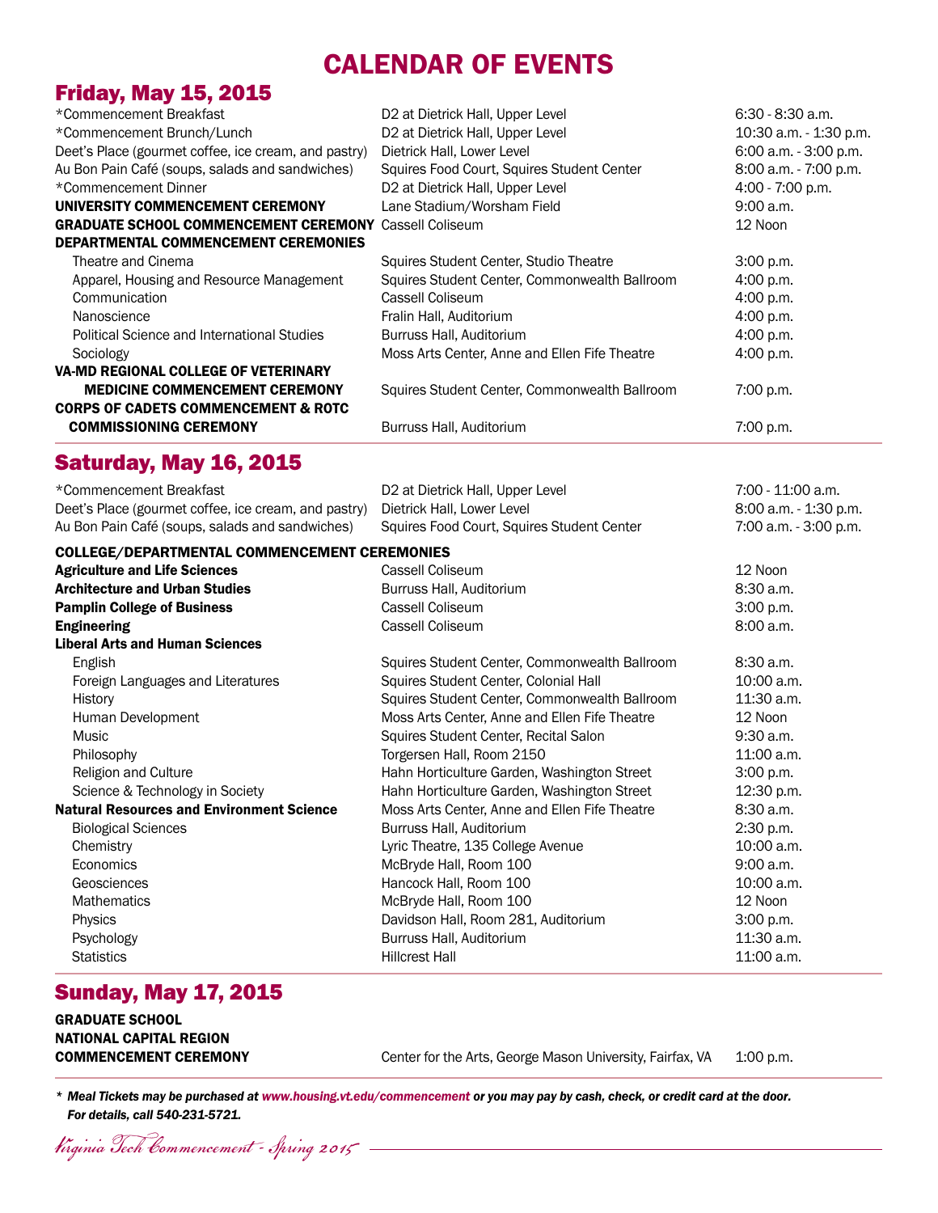# CALENDAR OF EVENTS

## Friday, May 15, 2015

| | | |
|---|---|---|
| *Commencement Breakfast | D2 at Dietrick Hall, Upper Level | 6:30 - 8:30 a.m. |
| *Commencement Brunch/Lunch | D2 at Dietrick Hall, Upper Level | 10:30 a.m. - 1:30 p.m. |
| Deet's Place (gourmet coffee, ice cream, and pastry) | Dietrick Hall, Lower Level | 6:00 a.m. - 3:00 p.m. |
| Au Bon Pain Café (soups, salads and sandwiches) | Squires Food Court, Squires Student Center | 8:00 a.m. - 7:00 p.m. |
| *Commencement Dinner | D2 at Dietrick Hall, Upper Level | 4:00 - 7:00 p.m. |
| **UNIVERSITY COMMENCEMENT CEREMONY** | Lane Stadium/Worsham Field | 9:00 a.m. |
| **GRADUATE SCHOOL COMMENCEMENT CEREMONY** | Cassell Coliseum | 12 Noon |
| **DEPARTMENTAL COMMENCEMENT CEREMONIES** | | |
| Theatre and Cinema | Squires Student Center, Studio Theatre | 3:00 p.m. |
| Apparel, Housing and Resource Management | Squires Student Center, Commonwealth Ballroom | 4:00 p.m. |
| Communication | Cassell Coliseum | 4:00 p.m. |
| Nanoscience | Fralin Hall, Auditorium | 4:00 p.m. |
| Political Science and International Studies | Burruss Hall, Auditorium | 4:00 p.m. |
| Sociology | Moss Arts Center, Anne and Ellen Fife Theatre | 4:00 p.m. |
| **VA-MD REGIONAL COLLEGE OF VETERINARY MEDICINE COMMENCEMENT CEREMONY** | Squires Student Center, Commonwealth Ballroom | 7:00 p.m. |
| **CORPS OF CADETS COMMENCEMENT & ROTC COMMISSIONING CEREMONY** | Burruss Hall, Auditorium | 7:00 p.m. |

## Saturday, May 16, 2015

| | | |
|---|---|---|
| *Commencement Breakfast | D2 at Dietrick Hall, Upper Level | 7:00 - 11:00 a.m. |
| Deet's Place (gourmet coffee, ice cream, and pastry) | Dietrick Hall, Lower Level | 8:00 a.m. - 1:30 p.m. |
| Au Bon Pain Café (soups, salads and sandwiches) | Squires Food Court, Squires Student Center | 7:00 a.m. - 3:00 p.m. |
| **COLLEGE/DEPARTMENTAL COMMENCEMENT CEREMONIES** | | |
| **Agriculture and Life Sciences** | Cassell Coliseum | 12 Noon |
| **Architecture and Urban Studies** | Burruss Hall, Auditorium | 8:30 a.m. |
| **Pamplin College of Business** | Cassell Coliseum | 3:00 p.m. |
| **Engineering** | Cassell Coliseum | 8:00 a.m. |
| **Liberal Arts and Human Sciences** | | |
| English | Squires Student Center, Commonwealth Ballroom | 8:30 a.m. |
| Foreign Languages and Literatures | Squires Student Center, Colonial Hall | 10:00 a.m. |
| History | Squires Student Center, Commonwealth Ballroom | 11:30 a.m. |
| Human Development | Moss Arts Center, Anne and Ellen Fife Theatre | 12 Noon |
| Music | Squires Student Center, Recital Salon | 9:30 a.m. |
| Philosophy | Torgersen Hall, Room 2150 | 11:00 a.m. |
| Religion and Culture | Hahn Horticulture Garden, Washington Street | 3:00 p.m. |
| Science & Technology in Society | Hahn Horticulture Garden, Washington Street | 12:30 p.m. |
| **Natural Resources and Environment Science** | Moss Arts Center, Anne and Ellen Fife Theatre | 8:30 a.m. |
| Biological Sciences | Burruss Hall, Auditorium | 2:30 p.m. |
| Chemistry | Lyric Theatre, 135 College Avenue | 10:00 a.m. |
| Economics | McBryde Hall, Room 100 | 9:00 a.m. |
| Geosciences | Hancock Hall, Room 100 | 10:00 a.m. |
| Mathematics | McBryde Hall, Room 100 | 12 Noon |
| Physics | Davidson Hall, Room 281, Auditorium | 3:00 p.m. |
| Psychology | Burruss Hall, Auditorium | 11:30 a.m. |
| Statistics | Hillcrest Hall | 11:00 a.m. |

## Sunday, May 17, 2015

| | | |
|---|---|---|
| **GRADUATE SCHOOL NATIONAL CAPITAL REGION COMMENCEMENT CEREMONY** | Center for the Arts, George Mason University, Fairfax, VA | 1:00 p.m. |

*\* Meal Tickets may be purchased at www.housing.vt.edu/commencement or you may pay by cash, check, or credit card at the door. For details, call 540-231-5721.*